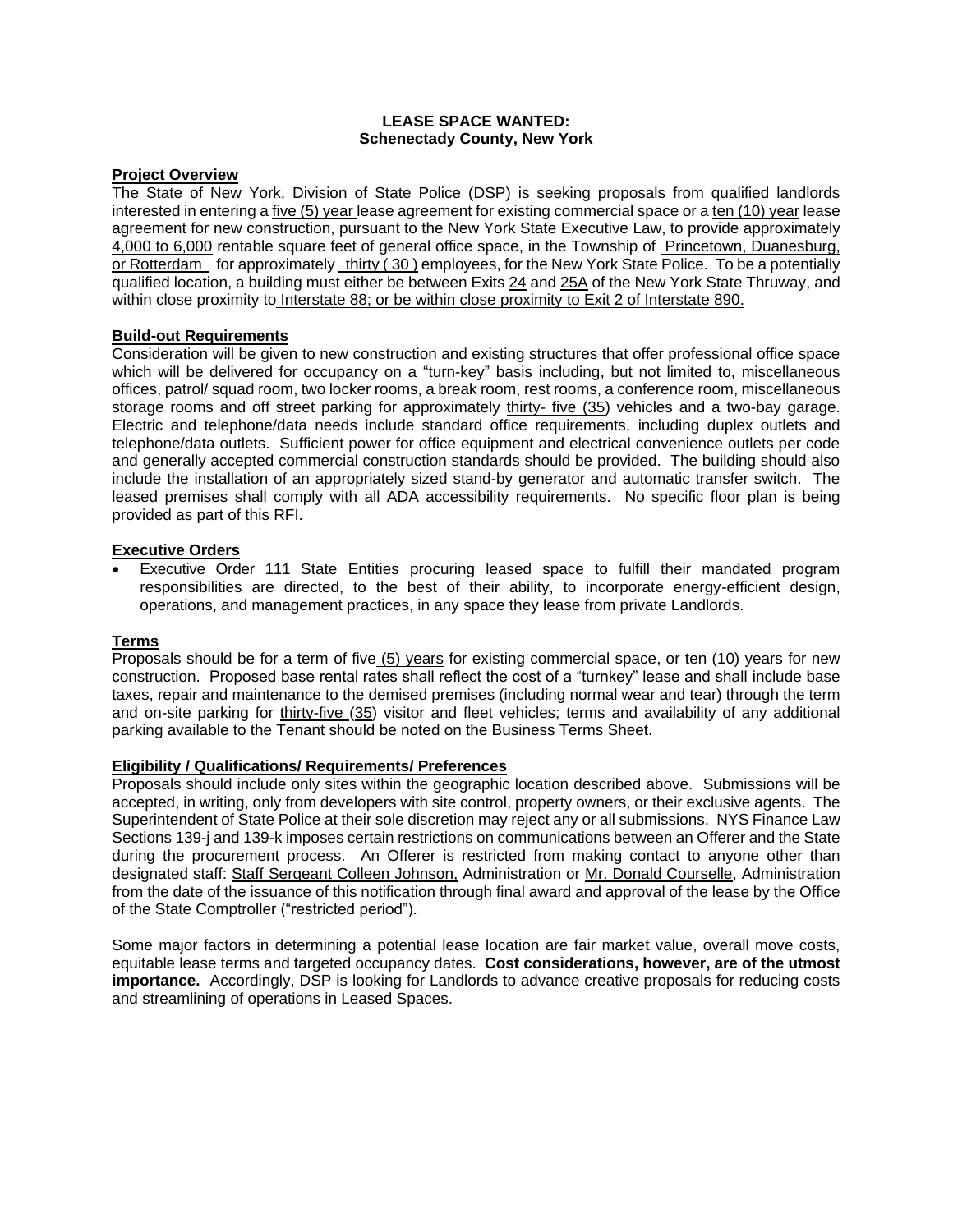**LEASE SPACE WANTED:**
**Schenectady County, New York**

**Project Overview**

The State of New York, Division of State Police (DSP) is seeking proposals from qualified landlords interested in entering a five (5) year lease agreement for existing commercial space or a ten (10) year lease agreement for new construction, pursuant to the New York State Executive Law, to provide approximately 4,000 to 6,000 rentable square feet of general office space, in the Township of Princetown, Duanesburg, or Rotterdam for approximately thirty ( 30 ) employees, for the New York State Police. To be a potentially qualified location, a building must either be between Exits 24 and 25A of the New York State Thruway, and within close proximity to Interstate 88; or be within close proximity to Exit 2 of Interstate 890.

**Build-out Requirements**

Consideration will be given to new construction and existing structures that offer professional office space which will be delivered for occupancy on a "turn-key" basis including, but not limited to, miscellaneous offices, patrol/ squad room, two locker rooms, a break room, rest rooms, a conference room, miscellaneous storage rooms and off street parking for approximately thirty- five (35) vehicles and a two-bay garage. Electric and telephone/data needs include standard office requirements, including duplex outlets and telephone/data outlets. Sufficient power for office equipment and electrical convenience outlets per code and generally accepted commercial construction standards should be provided. The building should also include the installation of an appropriately sized stand-by generator and automatic transfer switch. The leased premises shall comply with all ADA accessibility requirements. No specific floor plan is being provided as part of this RFI.

**Executive Orders**

- Executive Order 111 State Entities procuring leased space to fulfill their mandated program responsibilities are directed, to the best of their ability, to incorporate energy-efficient design, operations, and management practices, in any space they lease from private Landlords.

**Terms**

Proposals should be for a term of five (5) years for existing commercial space, or ten (10) years for new construction. Proposed base rental rates shall reflect the cost of a "turnkey" lease and shall include base taxes, repair and maintenance to the demised premises (including normal wear and tear) through the term and on-site parking for thirty-five (35) visitor and fleet vehicles; terms and availability of any additional parking available to the Tenant should be noted on the Business Terms Sheet.

**Eligibility / Qualifications/ Requirements/ Preferences**

Proposals should include only sites within the geographic location described above. Submissions will be accepted, in writing, only from developers with site control, property owners, or their exclusive agents. The Superintendent of State Police at their sole discretion may reject any or all submissions. NYS Finance Law Sections 139-j and 139-k imposes certain restrictions on communications between an Offerer and the State during the procurement process. An Offerer is restricted from making contact to anyone other than designated staff: Staff Sergeant Colleen Johnson, Administration or Mr. Donald Courselle, Administration from the date of the issuance of this notification through final award and approval of the lease by the Office of the State Comptroller ("restricted period").

Some major factors in determining a potential lease location are fair market value, overall move costs, equitable lease terms and targeted occupancy dates. **Cost considerations, however, are of the utmost importance.** Accordingly, DSP is looking for Landlords to advance creative proposals for reducing costs and streamlining of operations in Leased Spaces.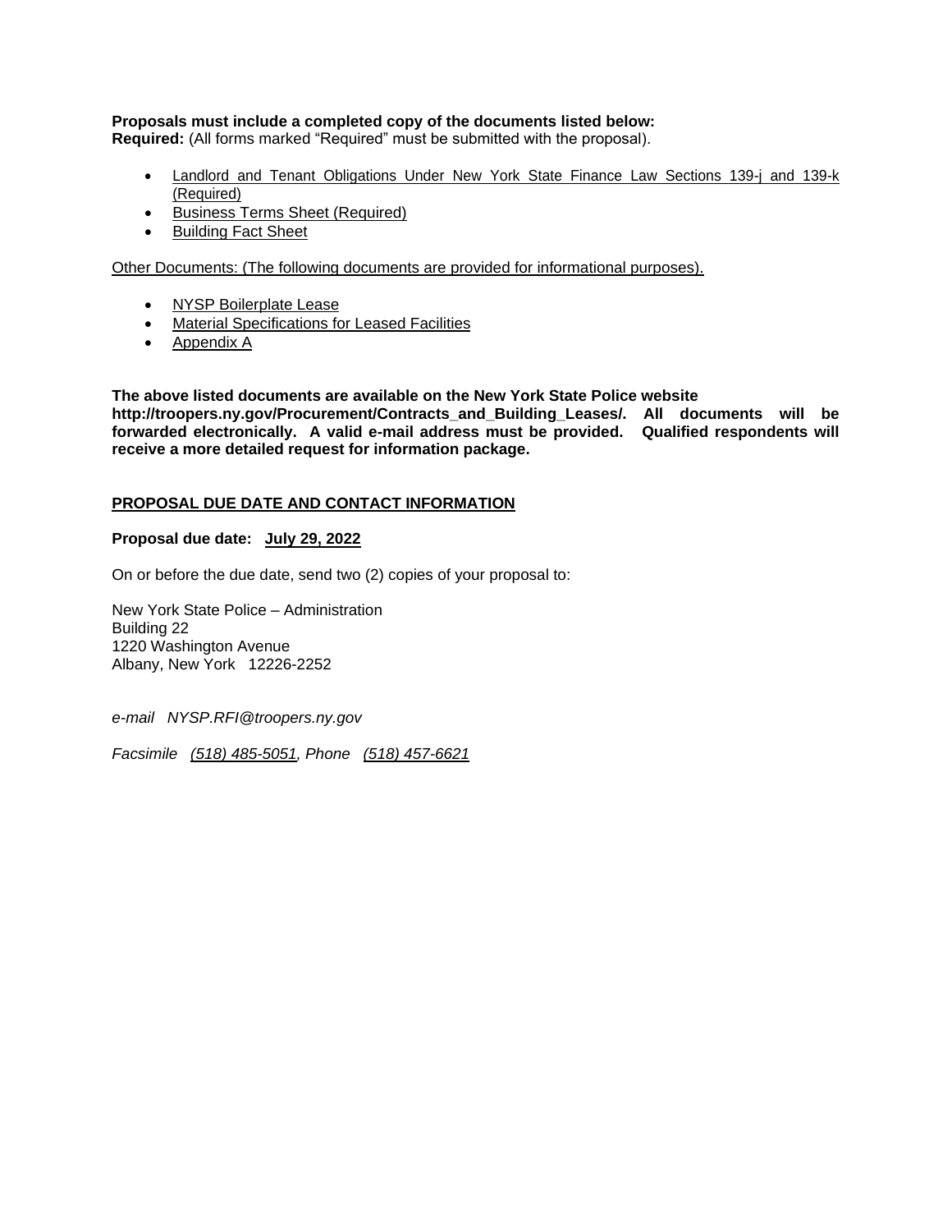**Proposals must include a completed copy of the documents listed below:**
**Required:** (All forms marked "Required" must be submitted with the proposal).

- Landlord and Tenant Obligations Under New York State Finance Law Sections 139-j and 139-k (Required)
- Business Terms Sheet (Required)
- Building Fact Sheet

Other Documents: (The following documents are provided for informational purposes).

- NYSP Boilerplate Lease
- Material Specifications for Leased Facilities
- Appendix A

**The above listed documents are available on the New York State Police website http://troopers.ny.gov/Procurement/Contracts_and_Building_Leases/. All documents will be forwarded electronically. A valid e-mail address must be provided. Qualified respondents will receive a more detailed request for information package.**

## PROPOSAL DUE DATE AND CONTACT INFORMATION

**Proposal due date: July 29, 2022**

On or before the due date, send two (2) copies of your proposal to:

New York State Police – Administration
Building 22
1220 Washington Avenue
Albany, New York 12226-2252

*e-mail NYSP.RFI@troopers.ny.gov*

*Facsimile (518) 485-5051, Phone (518) 457-6621*